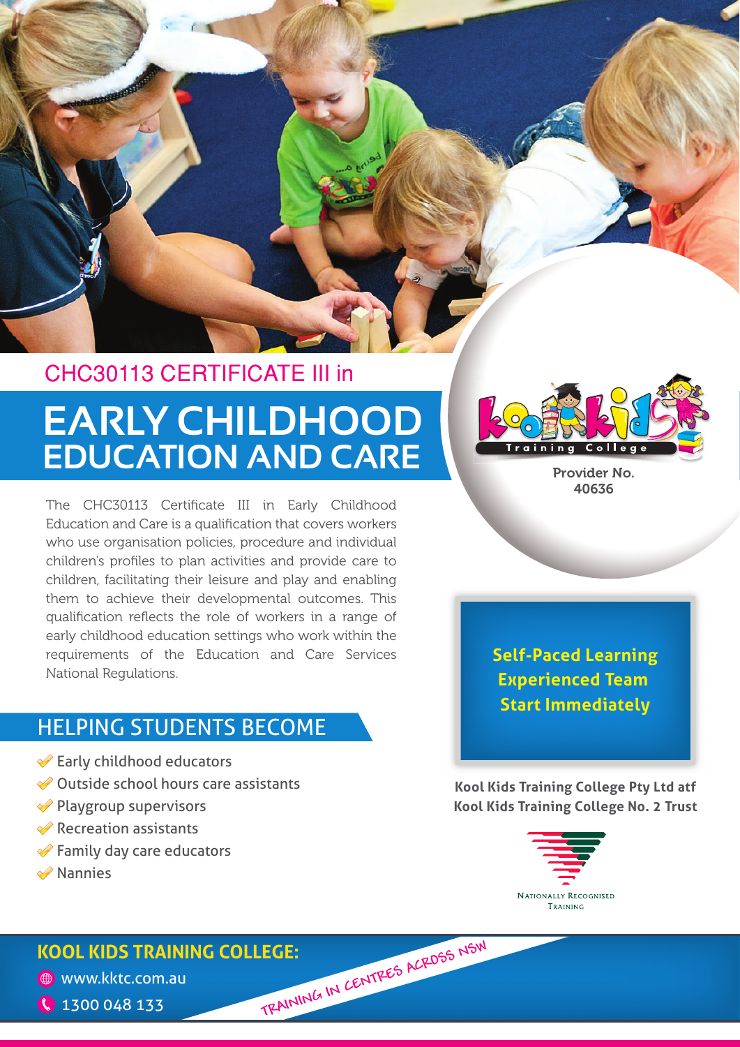CHC30113 CERTIFICATE III in

# EARLY CHILDHOOD EDUCATION AND CARE

Provider No. 40636

The CHC30113 Certificate III in Early Childhood Education and Care is a qualification that covers workers who use organisation policies, procedure and individual children's profiles to plan activities and provide care to children, facilitating their leisure and play and enabling them to achieve their developmental outcomes. This qualification reflects the role of workers in a range of early childhood education settings who work within the requirements of the Education and Care Services National Regulations.

**Self-Paced Learning**
**Experienced Team**
**Start Immediately**

## HELPING STUDENTS BECOME

- Early childhood educators
- Outside school hours care assistants
- Playgroup supervisors
- Recreation assistants
- Family day care educators
- Nannies

**Kool Kids Training College Pty Ltd atf Kool Kids Training College No. 2 Trust**

NATIONALLY RECOGNISED TRAINING

## KOOL KIDS TRAINING COLLEGE:

www.kktc.com.au

1300 048 133

TRAINING IN CENTRES ACROSS NSW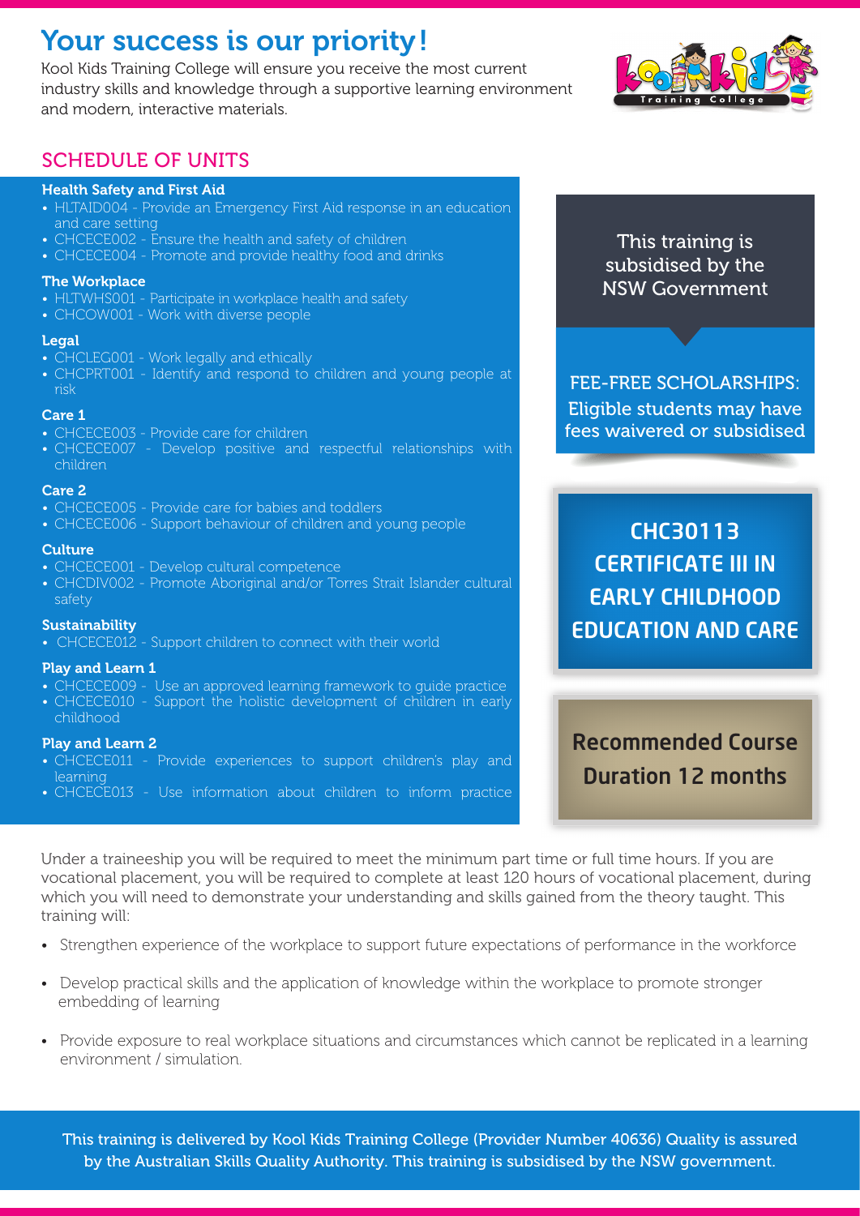# Your success is our priority!

Kool Kids Training College will ensure you receive the most current industry skills and knowledge through a supportive learning environment and modern, interactive materials.

## SCHEDULE OF UNITS

**Health Safety and First Aid**

- HLTAID004 - Provide an Emergency First Aid response in an education and care setting
- CHCECE002 - Ensure the health and safety of children
- CHCECE004 - Promote and provide healthy food and drinks

**The Workplace**

- HLTWHS001 - Participate in workplace health and safety
- CHCOW001 - Work with diverse people

**Legal**

- CHCLEG001 - Work legally and ethically
- CHCPRT001 - Identify and respond to children and young people at risk

**Care 1**

- CHCECE003 - Provide care for children
- CHCECE007 - Develop positive and respectful relationships with children

**Care 2**

- CHCECE005 - Provide care for babies and toddlers
- CHCECE006 - Support behaviour of children and young people

**Culture**

- CHCECE001 - Develop cultural competence
- CHCDIV002 - Promote Aboriginal and/or Torres Strait Islander cultural safety

**Sustainability**

- CHCECE012 - Support children to connect with their world

**Play and Learn 1**

- CHCECE009 - Use an approved learning framework to guide practice
- CHCECE010 - Support the holistic development of children in early childhood

**Play and Learn 2**

- CHCECE011 - Provide experiences to support children's play and learning
- CHCECE013 - Use information about children to inform practice

This training is subsidised by the NSW Government

FEE-FREE SCHOLARSHIPS: Eligible students may have fees waivered or subsidised

**CHC30113 CERTIFICATE III IN EARLY CHILDHOOD EDUCATION AND CARE**

**Recommended Course Duration 12 months**

Under a traineeship you will be required to meet the minimum part time or full time hours. If you are vocational placement, you will be required to complete at least 120 hours of vocational placement, during which you will need to demonstrate your understanding and skills gained from the theory taught. This training will:

- Strengthen experience of the workplace to support future expectations of performance in the workforce
- Develop practical skills and the application of knowledge within the workplace to promote stronger embedding of learning
- Provide exposure to real workplace situations and circumstances which cannot be replicated in a learning environment / simulation.

This training is delivered by Kool Kids Training College (Provider Number 40636) Quality is assured by the Australian Skills Quality Authority. This training is subsidised by the NSW government.